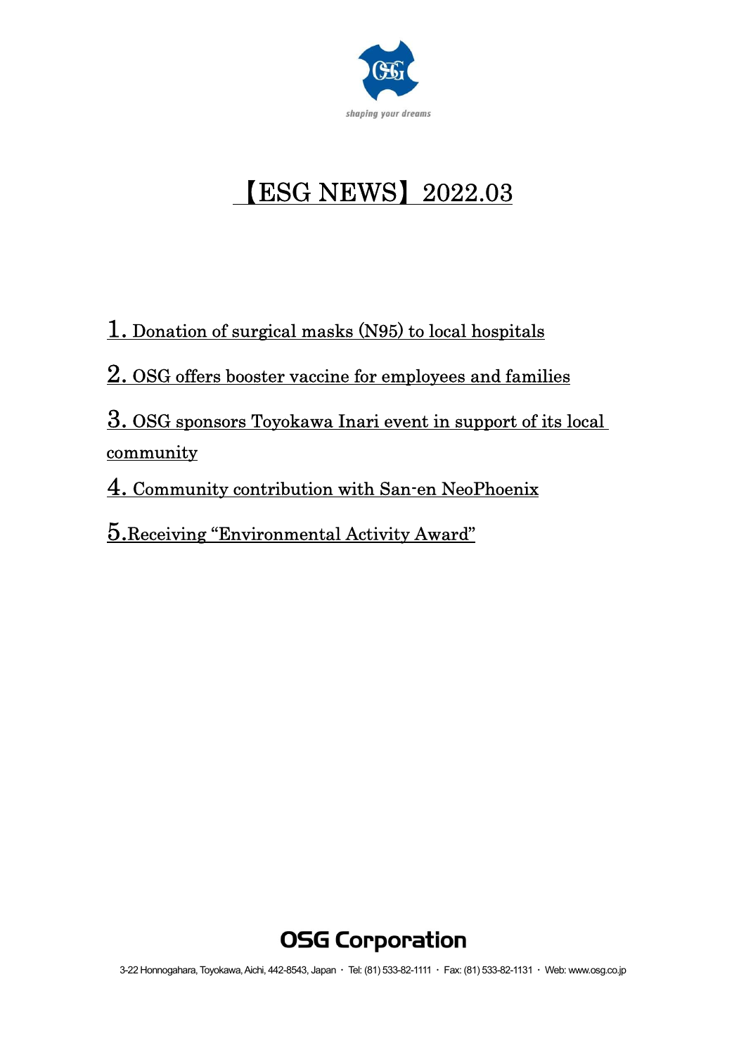shaping your dreams

# 【ESG NEWS】2022.03

1. Donation of surgical masks (N95) to local hospitals

2. OSG offers booster vaccine for employees and families

3. OSG sponsors Toyokawa Inari event in support of its local community

4. Community contribution with San-en NeoPhoenix

5. Receiving "Environmental Activity Award"

**OSG Corporation**

3-22 Honnogahara, Toyokawa, Aichi, 442-8543, Japan ・ Tel: (81) 533-82-1111 ・ Fax: (81) 533-82-1131 ・ Web: www.osg.co.jp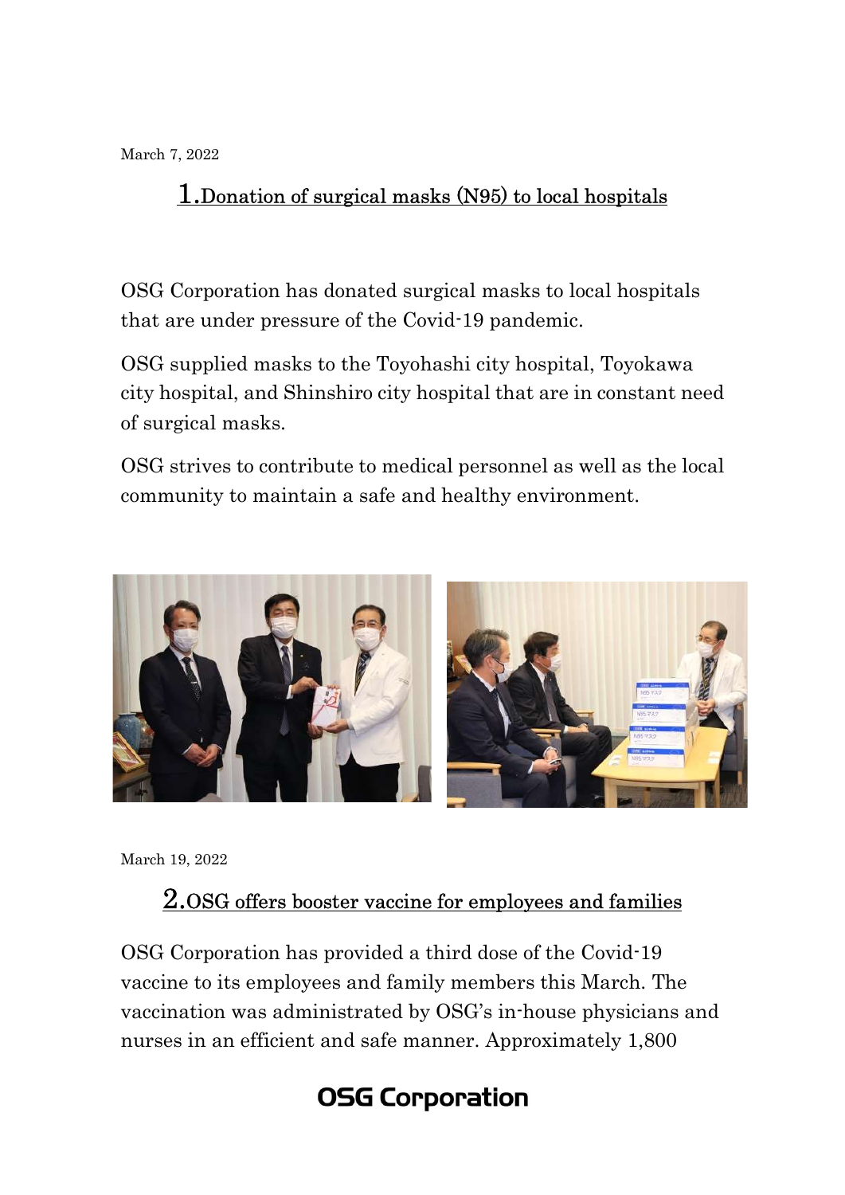March 7, 2022

## 1.Donation of surgical masks (N95) to local hospitals

OSG Corporation has donated surgical masks to local hospitals that are under pressure of the Covid-19 pandemic.

OSG supplied masks to the Toyohashi city hospital, Toyokawa city hospital, and Shinshiro city hospital that are in constant need of surgical masks.

OSG strives to contribute to medical personnel as well as the local community to maintain a safe and healthy environment.

March 19, 2022

## 2.OSG offers booster vaccine for employees and families

OSG Corporation has provided a third dose of the Covid-19 vaccine to its employees and family members this March. The vaccination was administrated by OSG's in-house physicians and nurses in an efficient and safe manner. Approximately 1,800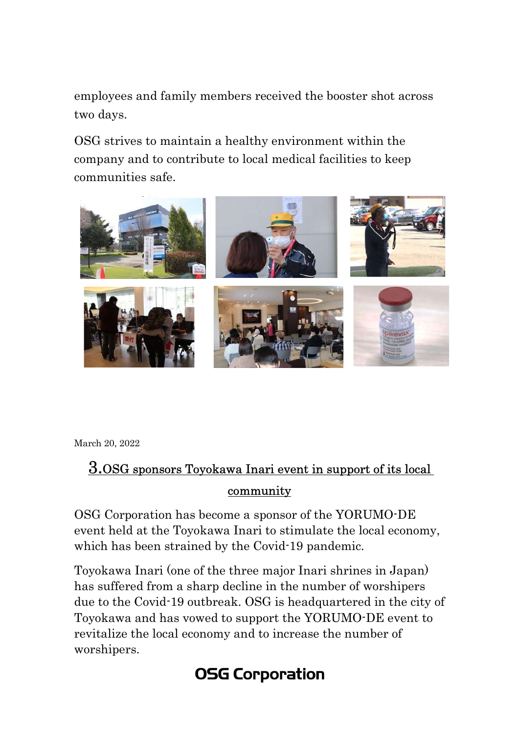employees and family members received the booster shot across two days.

OSG strives to maintain a healthy environment within the company and to contribute to local medical facilities to keep communities safe.

March 20, 2022

## 3. OSG sponsors Toyokawa Inari event in support of its local community

OSG Corporation has become a sponsor of the YORUMO-DE event held at the Toyokawa Inari to stimulate the local economy, which has been strained by the Covid-19 pandemic.

Toyokawa Inari (one of the three major Inari shrines in Japan) has suffered from a sharp decline in the number of worshipers due to the Covid-19 outbreak. OSG is headquartered in the city of Toyokawa and has vowed to support the YORUMO-DE event to revitalize the local economy and to increase the number of worshipers.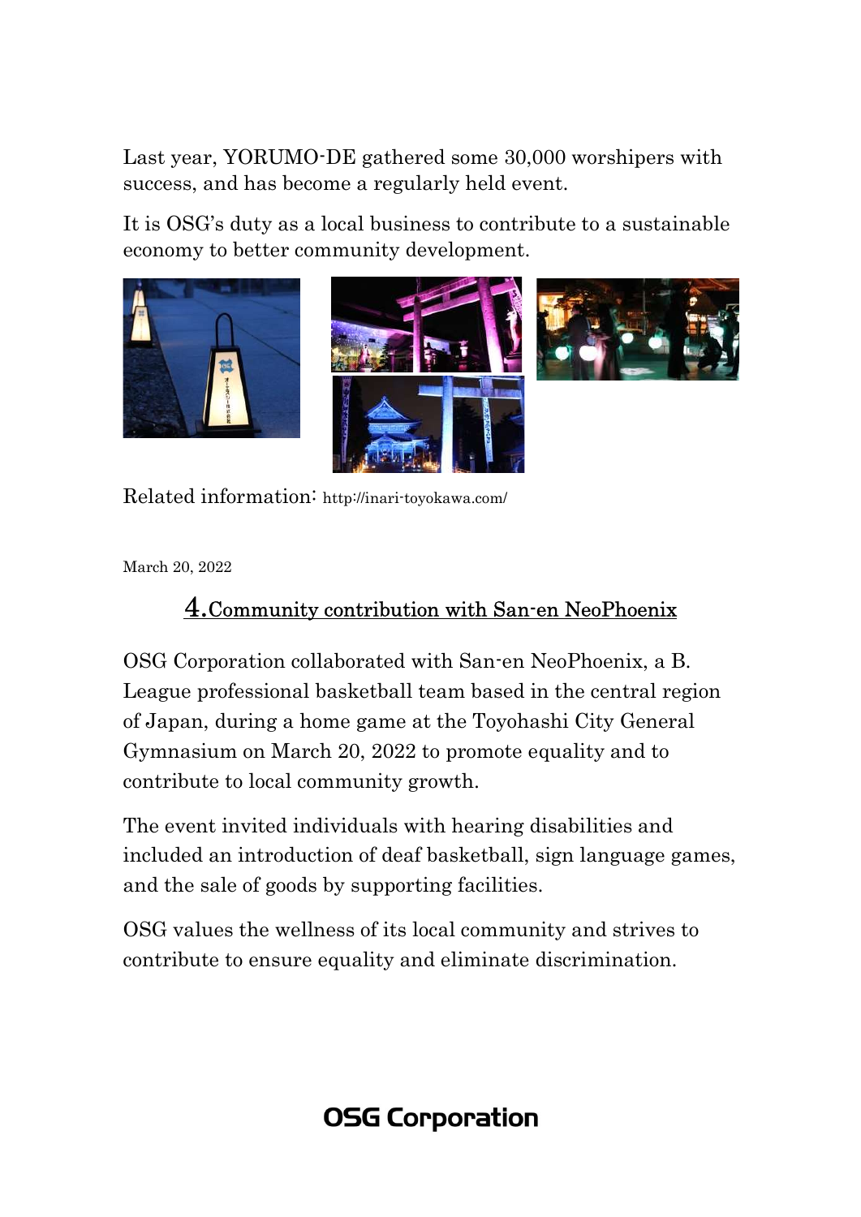Last year, YORUMO-DE gathered some 30,000 worshipers with success, and has become a regularly held event.

It is OSG's duty as a local business to contribute to a sustainable economy to better community development.

Related information: http://inari-toyokawa.com/

March 20, 2022

## 4.Community contribution with San-en NeoPhoenix

OSG Corporation collaborated with San-en NeoPhoenix, a B. League professional basketball team based in the central region of Japan, during a home game at the Toyohashi City General Gymnasium on March 20, 2022 to promote equality and to contribute to local community growth.

The event invited individuals with hearing disabilities and included an introduction of deaf basketball, sign language games, and the sale of goods by supporting facilities.

OSG values the wellness of its local community and strives to contribute to ensure equality and eliminate discrimination.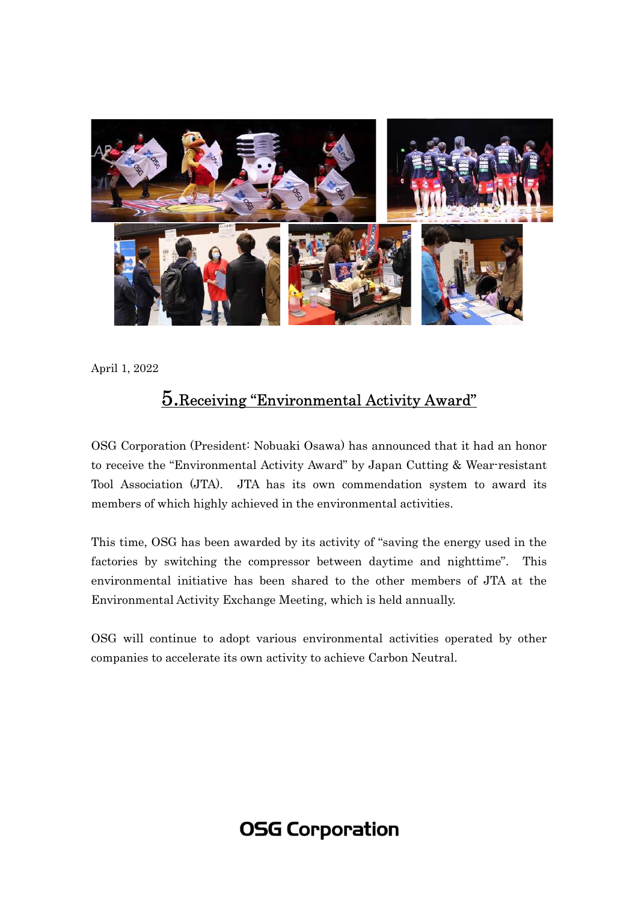April 1, 2022

## 5.Receiving "Environmental Activity Award"

OSG Corporation (President: Nobuaki Osawa) has announced that it had an honor to receive the "Environmental Activity Award" by Japan Cutting & Wear-resistant Tool Association (JTA). JTA has its own commendation system to award its members of which highly achieved in the environmental activities.

This time, OSG has been awarded by its activity of "saving the energy used in the factories by switching the compressor between daytime and nighttime". This environmental initiative has been shared to the other members of JTA at the Environmental Activity Exchange Meeting, which is held annually.

OSG will continue to adopt various environmental activities operated by other companies to accelerate its own activity to achieve Carbon Neutral.

**OSG Corporation**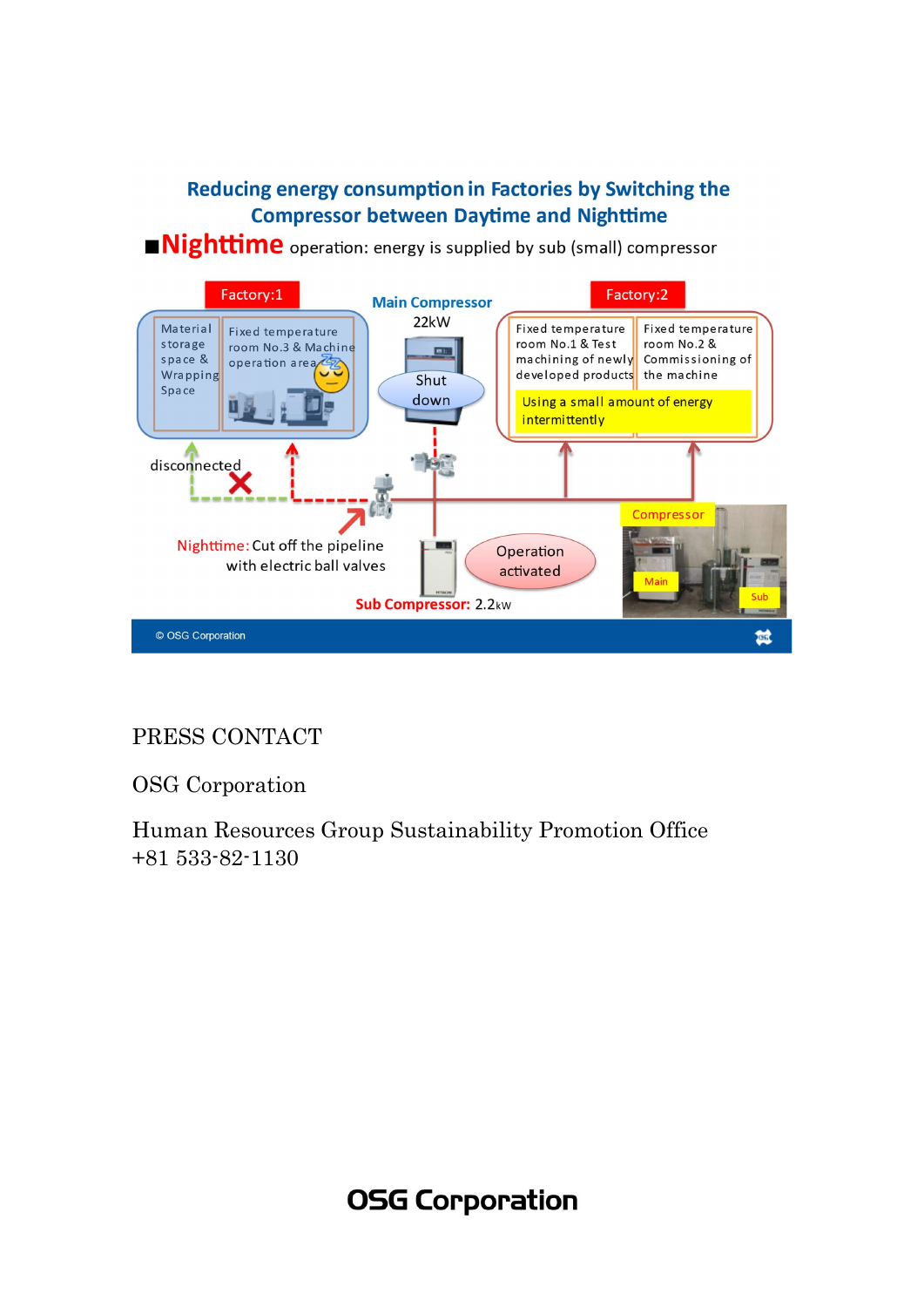Reducing energy consumption in Factories by Switching the Compressor between Daytime and Nighttime

■Nighttime operation: energy is supplied by sub (small) compressor

Factory:1

Material storage space & Wrapping Space

Fixed temperature room No.3 & Machine operation area

Main Compressor

22kW

Shut down

Factory:2

Fixed temperature room No.1 & Test machining of newly developed products

Fixed temperature room No.2 & Commissioning of the machine

Using a small amount of energy intermittently

disconnected

Nighttime: Cut off the pipeline with electric ball valves

Operation activated

Sub Compressor: 2.2kW

Compressor

Main

Sub

© OSG Corporation

PRESS CONTACT

OSG Corporation

Human Resources Group Sustainability Promotion Office
+81 533-82-1130

OSG Corporation